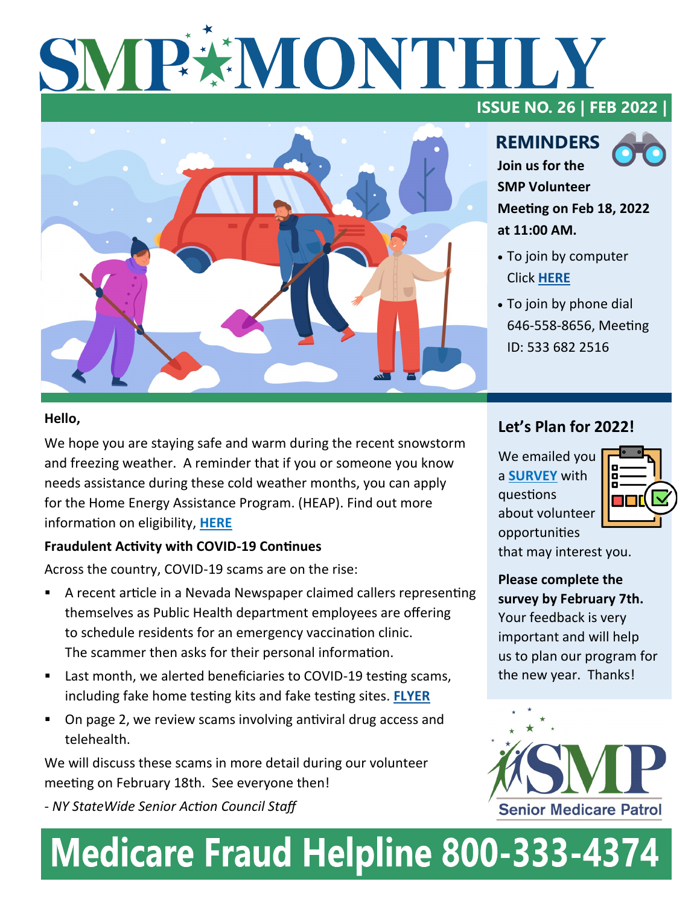# SMP MONTHLY

**ISSUE NO. 26 | FEB 2022 |**

## REMINDERS

**Join us for the SMP Volunteer Meeting on Feb 18, 2022 at 11:00 AM.**

- To join by computer Click **HERE**
- To join by phone dial 646-558-8656, Meeting ID: 533 682 2516

**Hello,**

We hope you are staying safe and warm during the recent snowstorm and freezing weather. A reminder that if you or someone you know needs assistance during these cold weather months, you can apply for the Home Energy Assistance Program. (HEAP). Find out more information on eligibility, **HERE**

**Fraudulent Activity with COVID-19 Continues**

Across the country, COVID-19 scams are on the rise:

- A recent article in a Nevada Newspaper claimed callers representing themselves as Public Health department employees are offering to schedule residents for an emergency vaccination clinic. The scammer then asks for their personal information.
- Last month, we alerted beneficiaries to COVID-19 testing scams, including fake home testing kits and fake testing sites. **FLYER**
- On page 2, we review scams involving antiviral drug access and telehealth.

We will discuss these scams in more detail during our volunteer meeting on February 18th. See everyone then!

*- NY StateWide Senior Action Council Staff*

## Let's Plan for 2022!

We emailed you a **SURVEY** with questions about volunteer opportunities that may interest you.

**Please complete the survey by February 7th.** Your feedback is very important and will help us to plan our program for the new year. Thanks!

SMP Senior Medicare Patrol

# Medicare Fraud Helpline 800-333-4374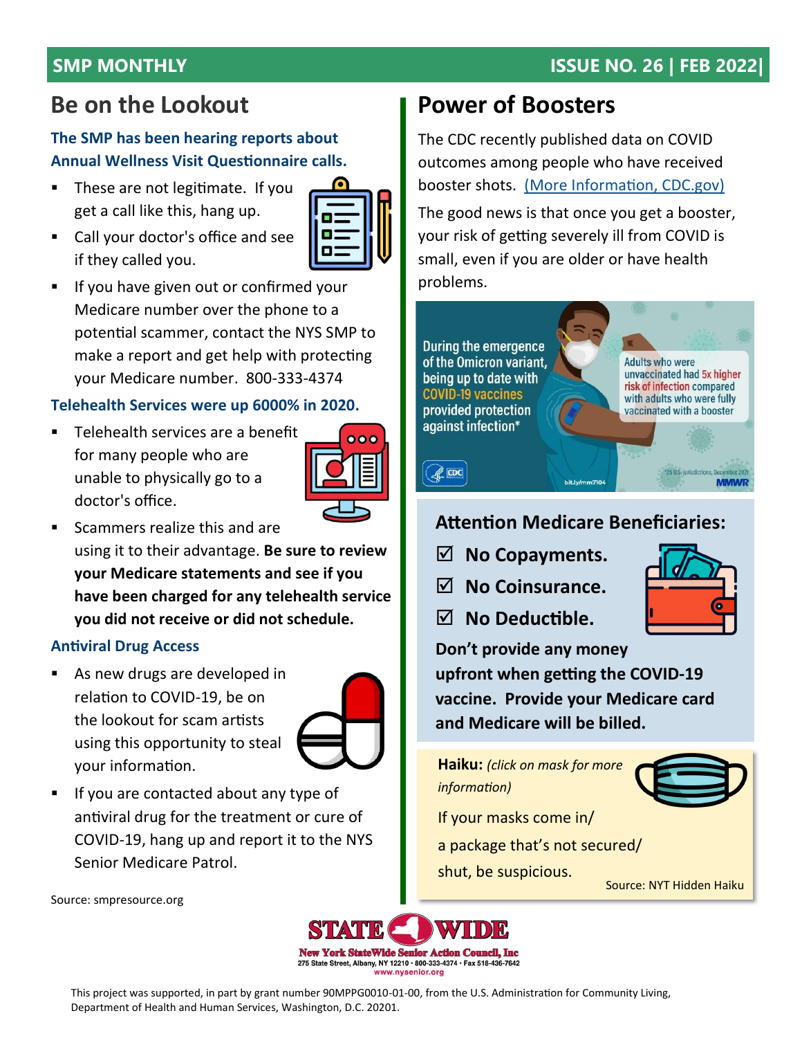## Be on the Lookout

**The SMP has been hearing reports about Annual Wellness Visit Questionnaire calls.**

- These are not legitimate. If you get a call like this, hang up.
- Call your doctor's office and see if they called you.
- If you have given out or confirmed your Medicare number over the phone to a potential scammer, contact the NYS SMP to make a report and get help with protecting your Medicare number. 800-333-4374

**Telehealth Services were up 6000% in 2020.**

- Telehealth services are a benefit for many people who are unable to physically go to a doctor's office.
- Scammers realize this and are using it to their advantage. **Be sure to review your Medicare statements and see if you have been charged for any telehealth service you did not receive or did not schedule.**

**Antiviral Drug Access**

- As new drugs are developed in relation to COVID-19, be on the lookout for scam artists using this opportunity to steal your information.
- If you are contacted about any type of antiviral drug for the treatment or cure of COVID-19, hang up and report it to the NYS Senior Medicare Patrol.

Source: smpresource.org

## Power of Boosters

The CDC recently published data on COVID outcomes among people who have received booster shots. [(More Information, CDC.gov)]

The good news is that once you get a booster, your risk of getting severely ill from COVID is small, even if you are older or have health problems.

During the emergence of the Omicron variant, being up to date with COVID-19 vaccines provided protection against infection*

Adults who were unvaccinated had 5x higher risk of infection compared with adults who were fully vaccinated with a booster

*25 U.S. jurisdictions, December 2021

bit.ly/mm7104

CDC

MMWR

### Attention Medicare Beneficiaries:

☑ **No Copayments.**

☑ **No Coinsurance.**

☑ **No Deductible.**

**Don't provide any money upfront when getting the COVID-19 vaccine. Provide your Medicare card and Medicare will be billed.**

**Haiku:** *(click on mask for more information)*

If your masks come in/
a package that's not secured/
shut, be suspicious.

Source: NYT Hidden Haiku

STATEWIDE
New York StateWide Senior Action Council, Inc
275 State Street, Albany, NY 12210 • 800-333-4374 • Fax 518-436-7642
www.nysenior.org

This project was supported, in part by grant number 90MPPG0010-01-00, from the U.S. Administration for Community Living, Department of Health and Human Services, Washington, D.C. 20201.